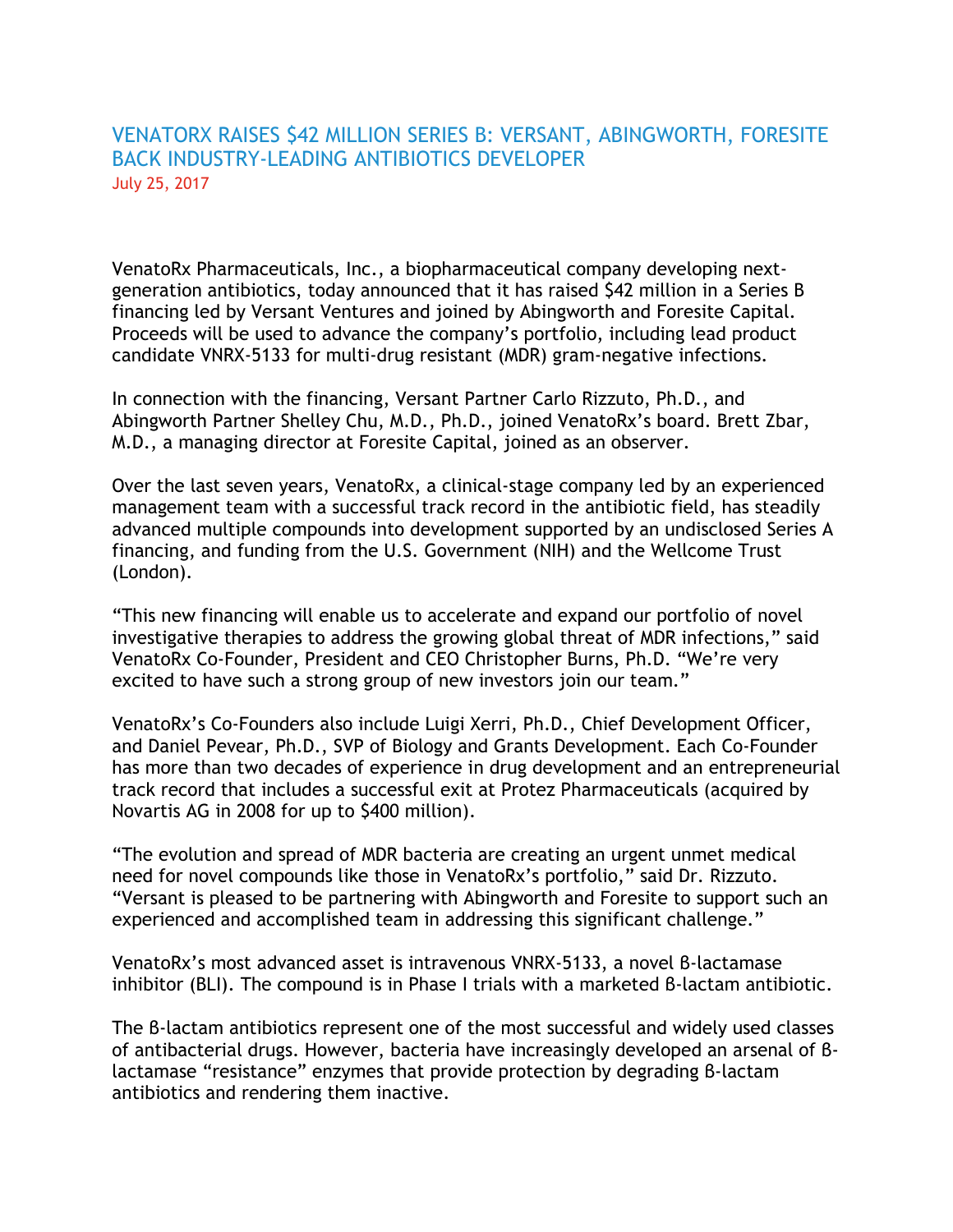# VENATORX RAISES $42 MILLION SERIES B: VERSANT, ABINGWORTH, FORESITE BACK INDUSTRY-LEADING ANTIBIOTICS DEVELOPER

July 25, 2017

VenatoRx Pharmaceuticals, Inc., a biopharmaceutical company developing next-generation antibiotics, today announced that it has raised $42 million in a Series B financing led by Versant Ventures and joined by Abingworth and Foresite Capital. Proceeds will be used to advance the company's portfolio, including lead product candidate VNRX-5133 for multi-drug resistant (MDR) gram-negative infections.

In connection with the financing, Versant Partner Carlo Rizzuto, Ph.D., and Abingworth Partner Shelley Chu, M.D., Ph.D., joined VenatoRx's board. Brett Zbar, M.D., a managing director at Foresite Capital, joined as an observer.

Over the last seven years, VenatoRx, a clinical-stage company led by an experienced management team with a successful track record in the antibiotic field, has steadily advanced multiple compounds into development supported by an undisclosed Series A financing, and funding from the U.S. Government (NIH) and the Wellcome Trust (London).

"This new financing will enable us to accelerate and expand our portfolio of novel investigative therapies to address the growing global threat of MDR infections," said VenatoRx Co-Founder, President and CEO Christopher Burns, Ph.D. "We're very excited to have such a strong group of new investors join our team."

VenatoRx's Co-Founders also include Luigi Xerri, Ph.D., Chief Development Officer, and Daniel Pevear, Ph.D., SVP of Biology and Grants Development. Each Co-Founder has more than two decades of experience in drug development and an entrepreneurial track record that includes a successful exit at Protez Pharmaceuticals (acquired by Novartis AG in 2008 for up to $400 million).

"The evolution and spread of MDR bacteria are creating an urgent unmet medical need for novel compounds like those in VenatoRx's portfolio," said Dr. Rizzuto. "Versant is pleased to be partnering with Abingworth and Foresite to support such an experienced and accomplished team in addressing this significant challenge."

VenatoRx's most advanced asset is intravenous VNRX-5133, a novel β-lactamase inhibitor (BLI). The compound is in Phase I trials with a marketed β-lactam antibiotic.

The β-lactam antibiotics represent one of the most successful and widely used classes of antibacterial drugs. However, bacteria have increasingly developed an arsenal of β-lactamase "resistance" enzymes that provide protection by degrading β-lactam antibiotics and rendering them inactive.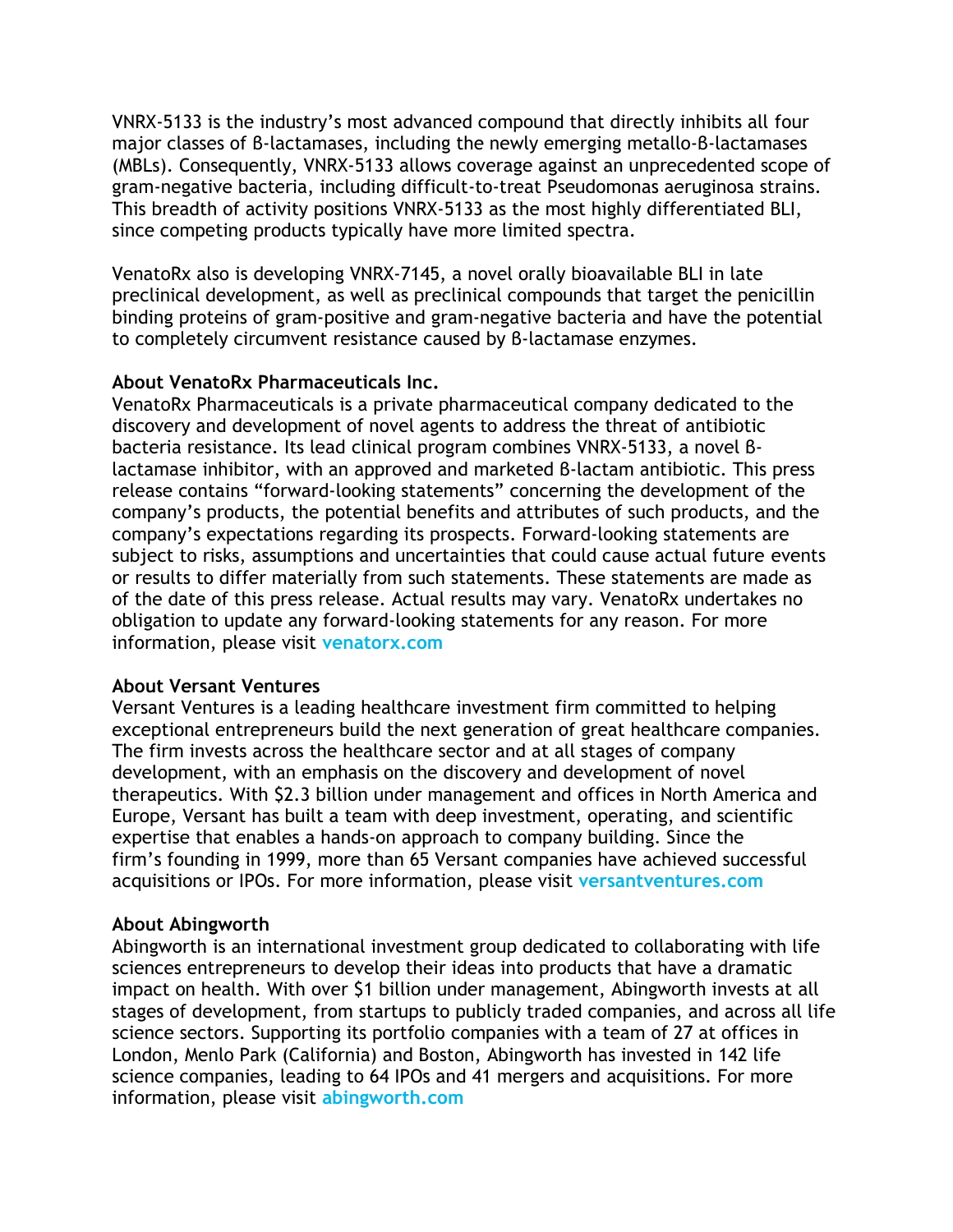VNRX-5133 is the industry's most advanced compound that directly inhibits all four major classes of β-lactamases, including the newly emerging metallo-β-lactamases (MBLs). Consequently, VNRX-5133 allows coverage against an unprecedented scope of gram-negative bacteria, including difficult-to-treat Pseudomonas aeruginosa strains. This breadth of activity positions VNRX-5133 as the most highly differentiated BLI, since competing products typically have more limited spectra.

VenatoRx also is developing VNRX-7145, a novel orally bioavailable BLI in late preclinical development, as well as preclinical compounds that target the penicillin binding proteins of gram-positive and gram-negative bacteria and have the potential to completely circumvent resistance caused by β-lactamase enzymes.

**About VenatoRx Pharmaceuticals Inc.**
VenatoRx Pharmaceuticals is a private pharmaceutical company dedicated to the discovery and development of novel agents to address the threat of antibiotic bacteria resistance. Its lead clinical program combines VNRX-5133, a novel β-lactamase inhibitor, with an approved and marketed β-lactam antibiotic. This press release contains "forward-looking statements" concerning the development of the company's products, the potential benefits and attributes of such products, and the company's expectations regarding its prospects. Forward-looking statements are subject to risks, assumptions and uncertainties that could cause actual future events or results to differ materially from such statements. These statements are made as of the date of this press release. Actual results may vary. VenatoRx undertakes no obligation to update any forward-looking statements for any reason. For more information, please visit **venatorx.com**

**About Versant Ventures**
Versant Ventures is a leading healthcare investment firm committed to helping exceptional entrepreneurs build the next generation of great healthcare companies. The firm invests across the healthcare sector and at all stages of company development, with an emphasis on the discovery and development of novel therapeutics. With $2.3 billion under management and offices in North America and Europe, Versant has built a team with deep investment, operating, and scientific expertise that enables a hands-on approach to company building. Since the firm's founding in 1999, more than 65 Versant companies have achieved successful acquisitions or IPOs. For more information, please visit **versantventures.com**

**About Abingworth**
Abingworth is an international investment group dedicated to collaborating with life sciences entrepreneurs to develop their ideas into products that have a dramatic impact on health. With over $1 billion under management, Abingworth invests at all stages of development, from startups to publicly traded companies, and across all life science sectors. Supporting its portfolio companies with a team of 27 at offices in London, Menlo Park (California) and Boston, Abingworth has invested in 142 life science companies, leading to 64 IPOs and 41 mergers and acquisitions. For more information, please visit **abingworth.com**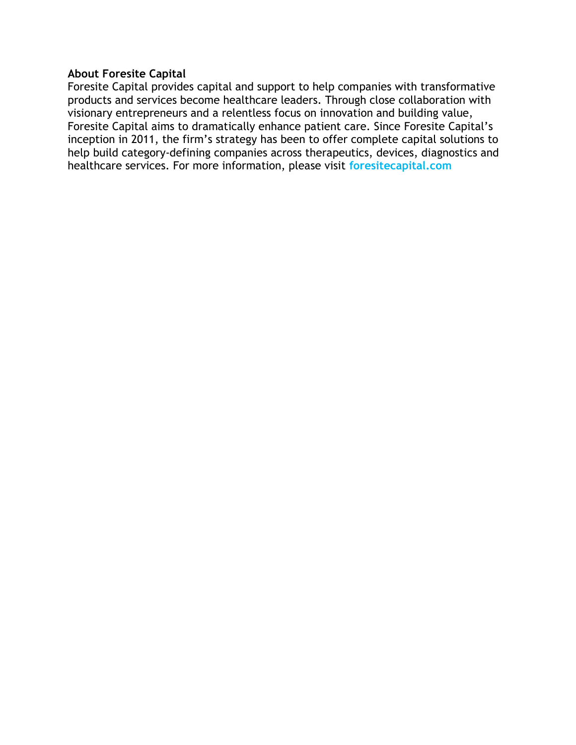**About Foresite Capital**

Foresite Capital provides capital and support to help companies with transformative products and services become healthcare leaders. Through close collaboration with visionary entrepreneurs and a relentless focus on innovation and building value, Foresite Capital aims to dramatically enhance patient care. Since Foresite Capital's inception in 2011, the firm's strategy has been to offer complete capital solutions to help build category-defining companies across therapeutics, devices, diagnostics and healthcare services. For more information, please visit **foresitecapital.com**